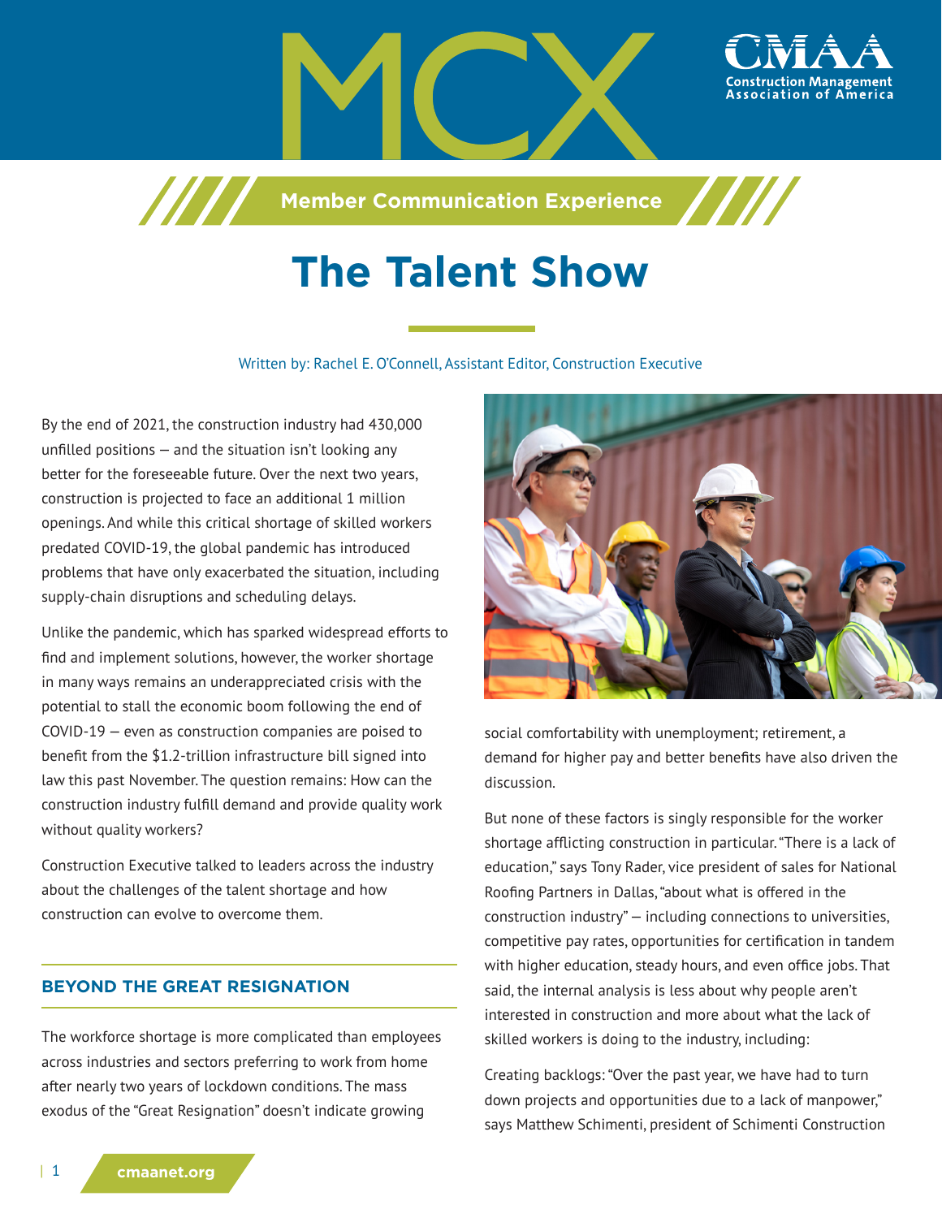# MCX

**Member Communication Experience**

# The Talent Show

Written by: Rachel E. O'Connell, Assistant Editor, Construction Executive

By the end of 2021, the construction industry had 430,000 unfilled positions — and the situation isn't looking any better for the foreseeable future. Over the next two years, construction is projected to face an additional 1 million openings. And while this critical shortage of skilled workers predated COVID-19, the global pandemic has introduced problems that have only exacerbated the situation, including supply-chain disruptions and scheduling delays.

Unlike the pandemic, which has sparked widespread efforts to find and implement solutions, however, the worker shortage in many ways remains an underappreciated crisis with the potential to stall the economic boom following the end of COVID-19 — even as construction companies are poised to benefit from the $1.2-trillion infrastructure bill signed into law this past November. The question remains: How can the construction industry fulfill demand and provide quality work without quality workers?

Construction Executive talked to leaders across the industry about the challenges of the talent shortage and how construction can evolve to overcome them.

## BEYOND THE GREAT RESIGNATION

The workforce shortage is more complicated than employees across industries and sectors preferring to work from home after nearly two years of lockdown conditions. The mass exodus of the "Great Resignation" doesn't indicate growing social comfortability with unemployment; retirement, a demand for higher pay and better benefits have also driven the discussion.

But none of these factors is singly responsible for the worker shortage afflicting construction in particular. "There is a lack of education," says Tony Rader, vice president of sales for National Roofing Partners in Dallas, "about what is offered in the construction industry" — including connections to universities, competitive pay rates, opportunities for certification in tandem with higher education, steady hours, and even office jobs. That said, the internal analysis is less about why people aren't interested in construction and more about what the lack of skilled workers is doing to the industry, including:

Creating backlogs: "Over the past year, we have had to turn down projects and opportunities due to a lack of manpower," says Matthew Schimenti, president of Schimenti Construction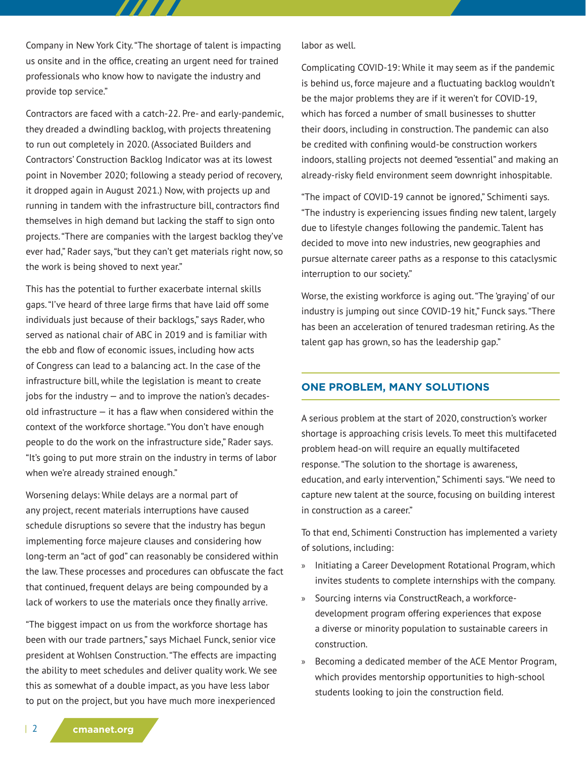Company in New York City. "The shortage of talent is impacting us onsite and in the office, creating an urgent need for trained professionals who know how to navigate the industry and provide top service."

Contractors are faced with a catch-22. Pre- and early-pandemic, they dreaded a dwindling backlog, with projects threatening to run out completely in 2020. (Associated Builders and Contractors' Construction Backlog Indicator was at its lowest point in November 2020; following a steady period of recovery, it dropped again in August 2021.) Now, with projects up and running in tandem with the infrastructure bill, contractors find themselves in high demand but lacking the staff to sign onto projects. "There are companies with the largest backlog they've ever had," Rader says, "but they can't get materials right now, so the work is being shoved to next year."

This has the potential to further exacerbate internal skills gaps. "I've heard of three large firms that have laid off some individuals just because of their backlogs," says Rader, who served as national chair of ABC in 2019 and is familiar with the ebb and flow of economic issues, including how acts of Congress can lead to a balancing act. In the case of the infrastructure bill, while the legislation is meant to create jobs for the industry — and to improve the nation's decades-old infrastructure — it has a flaw when considered within the context of the workforce shortage. "You don't have enough people to do the work on the infrastructure side," Rader says. "It's going to put more strain on the industry in terms of labor when we're already strained enough."

Worsening delays: While delays are a normal part of any project, recent materials interruptions have caused schedule disruptions so severe that the industry has begun implementing force majeure clauses and considering how long-term an "act of god" can reasonably be considered within the law. These processes and procedures can obfuscate the fact that continued, frequent delays are being compounded by a lack of workers to use the materials once they finally arrive.

"The biggest impact on us from the workforce shortage has been with our trade partners," says Michael Funck, senior vice president at Wohlsen Construction. "The effects are impacting the ability to meet schedules and deliver quality work. We see this as somewhat of a double impact, as you have less labor to put on the project, but you have much more inexperienced labor as well.

Complicating COVID-19: While it may seem as if the pandemic is behind us, force majeure and a fluctuating backlog wouldn't be the major problems they are if it weren't for COVID-19, which has forced a number of small businesses to shutter their doors, including in construction. The pandemic can also be credited with confining would-be construction workers indoors, stalling projects not deemed "essential" and making an already-risky field environment seem downright inhospitable.

"The impact of COVID-19 cannot be ignored," Schimenti says. "The industry is experiencing issues finding new talent, largely due to lifestyle changes following the pandemic. Talent has decided to move into new industries, new geographies and pursue alternate career paths as a response to this cataclysmic interruption to our society."

Worse, the existing workforce is aging out. "The 'graying' of our industry is jumping out since COVID-19 hit," Funck says. "There has been an acceleration of tenured tradesman retiring. As the talent gap has grown, so has the leadership gap."

## ONE PROBLEM, MANY SOLUTIONS

A serious problem at the start of 2020, construction's worker shortage is approaching crisis levels. To meet this multifaceted problem head-on will require an equally multifaceted response. "The solution to the shortage is awareness, education, and early intervention," Schimenti says. "We need to capture new talent at the source, focusing on building interest in construction as a career."

To that end, Schimenti Construction has implemented a variety of solutions, including:

- Initiating a Career Development Rotational Program, which invites students to complete internships with the company.
- Sourcing interns via ConstructReach, a workforce-development program offering experiences that expose a diverse or minority population to sustainable careers in construction.
- Becoming a dedicated member of the ACE Mentor Program, which provides mentorship opportunities to high-school students looking to join the construction field.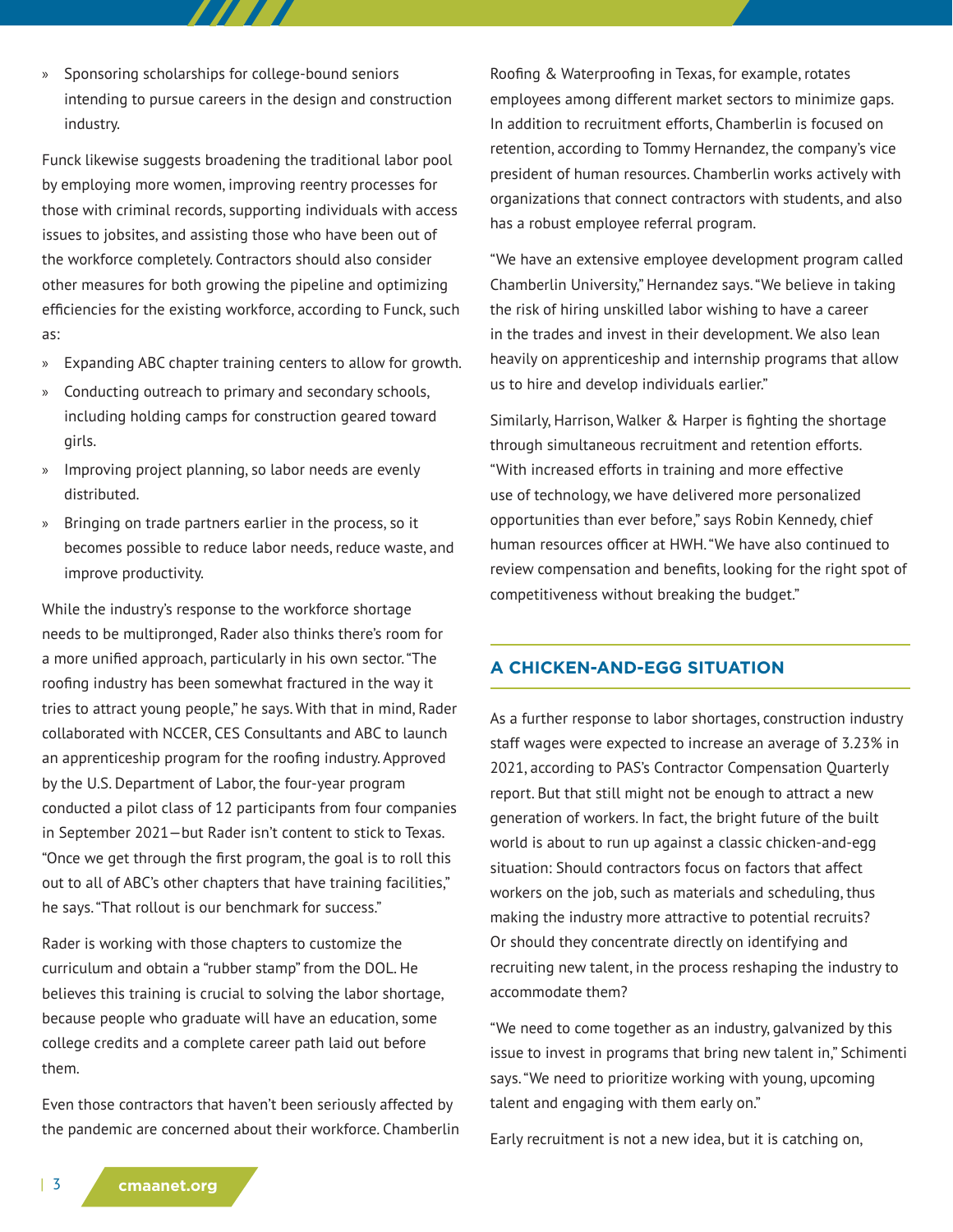- Sponsoring scholarships for college-bound seniors intending to pursue careers in the design and construction industry.

Funck likewise suggests broadening the traditional labor pool by employing more women, improving reentry processes for those with criminal records, supporting individuals with access issues to jobsites, and assisting those who have been out of the workforce completely. Contractors should also consider other measures for both growing the pipeline and optimizing efficiencies for the existing workforce, according to Funck, such as:

- Expanding ABC chapter training centers to allow for growth.
- Conducting outreach to primary and secondary schools, including holding camps for construction geared toward girls.
- Improving project planning, so labor needs are evenly distributed.
- Bringing on trade partners earlier in the process, so it becomes possible to reduce labor needs, reduce waste, and improve productivity.

While the industry's response to the workforce shortage needs to be multipronged, Rader also thinks there's room for a more unified approach, particularly in his own sector. "The roofing industry has been somewhat fractured in the way it tries to attract young people," he says. With that in mind, Rader collaborated with NCCER, CES Consultants and ABC to launch an apprenticeship program for the roofing industry. Approved by the U.S. Department of Labor, the four-year program conducted a pilot class of 12 participants from four companies in September 2021—but Rader isn't content to stick to Texas. "Once we get through the first program, the goal is to roll this out to all of ABC's other chapters that have training facilities," he says. "That rollout is our benchmark for success."

Rader is working with those chapters to customize the curriculum and obtain a "rubber stamp" from the DOL. He believes this training is crucial to solving the labor shortage, because people who graduate will have an education, some college credits and a complete career path laid out before them.

Even those contractors that haven't been seriously affected by the pandemic are concerned about their workforce. Chamberlin Roofing & Waterproofing in Texas, for example, rotates employees among different market sectors to minimize gaps. In addition to recruitment efforts, Chamberlin is focused on retention, according to Tommy Hernandez, the company's vice president of human resources. Chamberlin works actively with organizations that connect contractors with students, and also has a robust employee referral program.

"We have an extensive employee development program called Chamberlin University," Hernandez says. "We believe in taking the risk of hiring unskilled labor wishing to have a career in the trades and invest in their development. We also lean heavily on apprenticeship and internship programs that allow us to hire and develop individuals earlier."

Similarly, Harrison, Walker & Harper is fighting the shortage through simultaneous recruitment and retention efforts. "With increased efforts in training and more effective use of technology, we have delivered more personalized opportunities than ever before," says Robin Kennedy, chief human resources officer at HWH. "We have also continued to review compensation and benefits, looking for the right spot of competitiveness without breaking the budget."

## A CHICKEN-AND-EGG SITUATION

As a further response to labor shortages, construction industry staff wages were expected to increase an average of 3.23% in 2021, according to PAS's Contractor Compensation Quarterly report. But that still might not be enough to attract a new generation of workers. In fact, the bright future of the built world is about to run up against a classic chicken-and-egg situation: Should contractors focus on factors that affect workers on the job, such as materials and scheduling, thus making the industry more attractive to potential recruits? Or should they concentrate directly on identifying and recruiting new talent, in the process reshaping the industry to accommodate them?

"We need to come together as an industry, galvanized by this issue to invest in programs that bring new talent in," Schimenti says. "We need to prioritize working with young, upcoming talent and engaging with them early on."

Early recruitment is not a new idea, but it is catching on,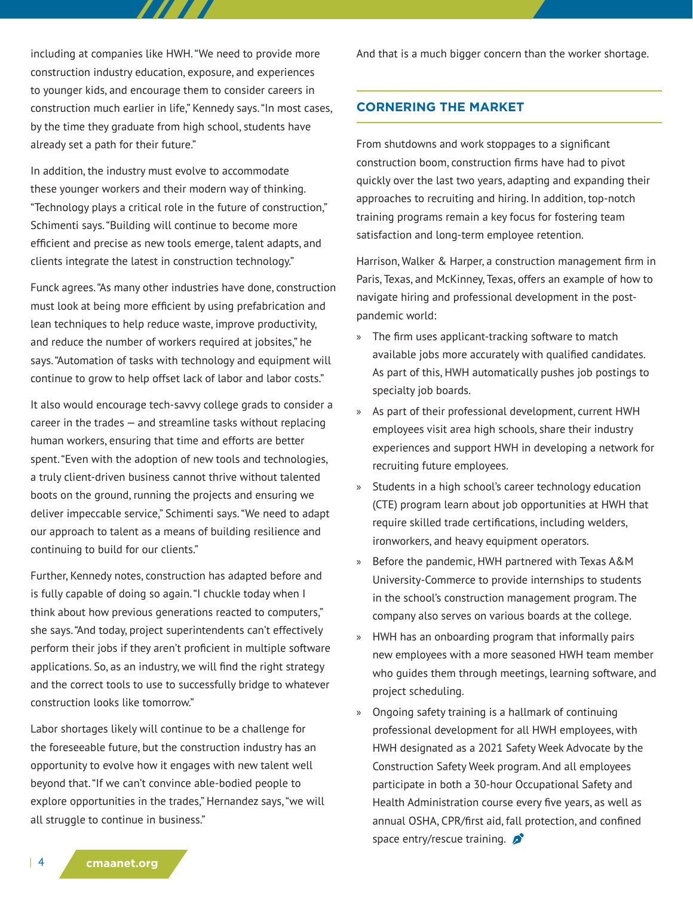including at companies like HWH. "We need to provide more construction industry education, exposure, and experiences to younger kids, and encourage them to consider careers in construction much earlier in life," Kennedy says. "In most cases, by the time they graduate from high school, students have already set a path for their future."

In addition, the industry must evolve to accommodate these younger workers and their modern way of thinking. "Technology plays a critical role in the future of construction," Schimenti says. "Building will continue to become more efficient and precise as new tools emerge, talent adapts, and clients integrate the latest in construction technology."

Funck agrees. "As many other industries have done, construction must look at being more efficient by using prefabrication and lean techniques to help reduce waste, improve productivity, and reduce the number of workers required at jobsites," he says. "Automation of tasks with technology and equipment will continue to grow to help offset lack of labor and labor costs."

It also would encourage tech-savvy college grads to consider a career in the trades — and streamline tasks without replacing human workers, ensuring that time and efforts are better spent. "Even with the adoption of new tools and technologies, a truly client-driven business cannot thrive without talented boots on the ground, running the projects and ensuring we deliver impeccable service," Schimenti says. "We need to adapt our approach to talent as a means of building resilience and continuing to build for our clients."

Further, Kennedy notes, construction has adapted before and is fully capable of doing so again. "I chuckle today when I think about how previous generations reacted to computers," she says. "And today, project superintendents can't effectively perform their jobs if they aren't proficient in multiple software applications. So, as an industry, we will find the right strategy and the correct tools to use to successfully bridge to whatever construction looks like tomorrow."

Labor shortages likely will continue to be a challenge for the foreseeable future, but the construction industry has an opportunity to evolve how it engages with new talent well beyond that. "If we can't convince able-bodied people to explore opportunities in the trades," Hernandez says, "we will all struggle to continue in business."

And that is a much bigger concern than the worker shortage.

## CORNERING THE MARKET

From shutdowns and work stoppages to a significant construction boom, construction firms have had to pivot quickly over the last two years, adapting and expanding their approaches to recruiting and hiring. In addition, top-notch training programs remain a key focus for fostering team satisfaction and long-term employee retention.

Harrison, Walker & Harper, a construction management firm in Paris, Texas, and McKinney, Texas, offers an example of how to navigate hiring and professional development in the post-pandemic world:

- The firm uses applicant-tracking software to match available jobs more accurately with qualified candidates. As part of this, HWH automatically pushes job postings to specialty job boards.
- As part of their professional development, current HWH employees visit area high schools, share their industry experiences and support HWH in developing a network for recruiting future employees.
- Students in a high school's career technology education (CTE) program learn about job opportunities at HWH that require skilled trade certifications, including welders, ironworkers, and heavy equipment operators.
- Before the pandemic, HWH partnered with Texas A&M University-Commerce to provide internships to students in the school's construction management program. The company also serves on various boards at the college.
- HWH has an onboarding program that informally pairs new employees with a more seasoned HWH team member who guides them through meetings, learning software, and project scheduling.
- Ongoing safety training is a hallmark of continuing professional development for all HWH employees, with HWH designated as a 2021 Safety Week Advocate by the Construction Safety Week program. And all employees participate in both a 30-hour Occupational Safety and Health Administration course every five years, as well as annual OSHA, CPR/first aid, fall protection, and confined space entry/rescue training.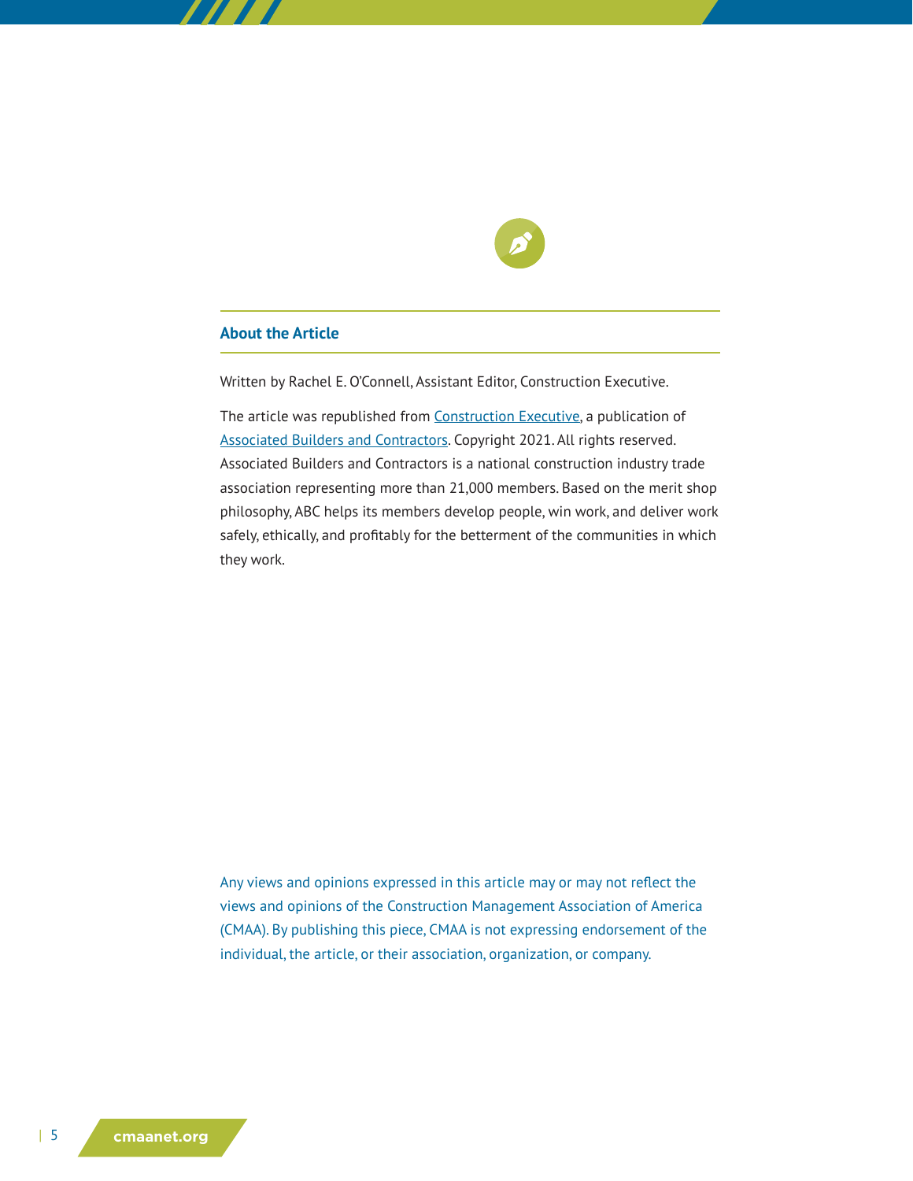## About the Article

Written by Rachel E. O'Connell, Assistant Editor, Construction Executive.

The article was republished from Construction Executive, a publication of Associated Builders and Contractors. Copyright 2021. All rights reserved. Associated Builders and Contractors is a national construction industry trade association representing more than 21,000 members. Based on the merit shop philosophy, ABC helps its members develop people, win work, and deliver work safely, ethically, and profitably for the betterment of the communities in which they work.

Any views and opinions expressed in this article may or may not reflect the views and opinions of the Construction Management Association of America (CMAA). By publishing this piece, CMAA is not expressing endorsement of the individual, the article, or their association, organization, or company.